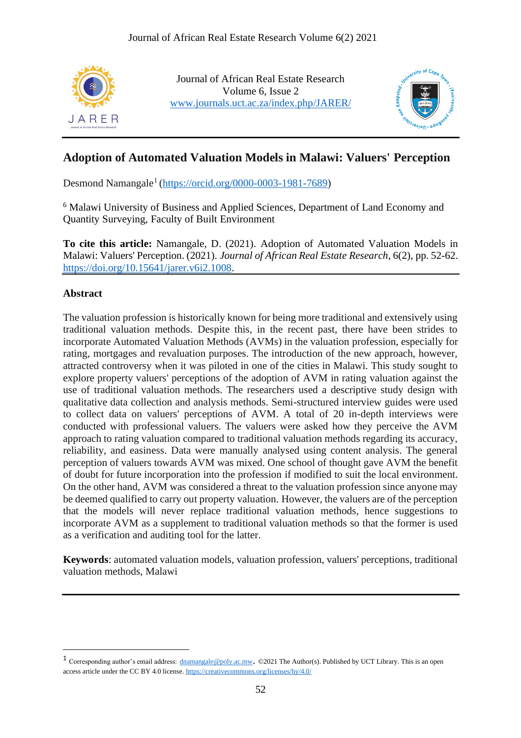# Adoption of Automated Valuation Models in Malawi: Valuers' Perception

Desmond Namangale[1] (https://orcid.org/0000-0003-1981-7689)

[6] Malawi University of Business and Applied Sciences, Department of Land Economy and Quantity Surveying, Faculty of Built Environment

**To cite this article:** Namangale, D. (2021). Adoption of Automated Valuation Models in Malawi: Valuers' Perception. (2021). *Journal of African Real Estate Research*, 6(2), pp. 52-62. https://doi.org/10.15641/jarer.v6i2.1008.

## Abstract

The valuation profession is historically known for being more traditional and extensively using traditional valuation methods. Despite this, in the recent past, there have been strides to incorporate Automated Valuation Methods (AVMs) in the valuation profession, especially for rating, mortgages and revaluation purposes. The introduction of the new approach, however, attracted controversy when it was piloted in one of the cities in Malawi. This study sought to explore property valuers' perceptions of the adoption of AVM in rating valuation against the use of traditional valuation methods. The researchers used a descriptive study design with qualitative data collection and analysis methods. Semi-structured interview guides were used to collect data on valuers' perceptions of AVM. A total of 20 in-depth interviews were conducted with professional valuers. The valuers were asked how they perceive the AVM approach to rating valuation compared to traditional valuation methods regarding its accuracy, reliability, and easiness. Data were manually analysed using content analysis. The general perception of valuers towards AVM was mixed. One school of thought gave AVM the benefit of doubt for future incorporation into the profession if modified to suit the local environment. On the other hand, AVM was considered a threat to the valuation profession since anyone may be deemed qualified to carry out property valuation. However, the valuers are of the perception that the models will never replace traditional valuation methods, hence suggestions to incorporate AVM as a supplement to traditional valuation methods so that the former is used as a verification and auditing tool for the latter.

**Keywords**: automated valuation models, valuation profession, valuers' perceptions, traditional valuation methods, Malawi

---

[1] Corresponding author's email address: dnamangale@poly.ac.mw. ©2021 The Author(s). Published by UCT Library. This is an open access article under the CC BY 4.0 license. https://creativecommons.org/licenses/by/4.0/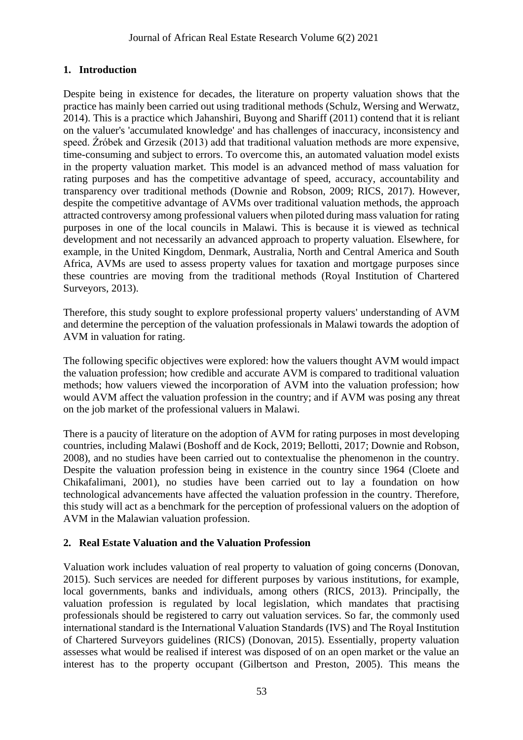## 1. Introduction

Despite being in existence for decades, the literature on property valuation shows that the practice has mainly been carried out using traditional methods (Schulz, Wersing and Werwatz, 2014). This is a practice which Jahanshiri, Buyong and Shariff (2011) contend that it is reliant on the valuer's 'accumulated knowledge' and has challenges of inaccuracy, inconsistency and speed. Źróbek and Grzesik (2013) add that traditional valuation methods are more expensive, time-consuming and subject to errors. To overcome this, an automated valuation model exists in the property valuation market. This model is an advanced method of mass valuation for rating purposes and has the competitive advantage of speed, accuracy, accountability and transparency over traditional methods (Downie and Robson, 2009; RICS, 2017). However, despite the competitive advantage of AVMs over traditional valuation methods, the approach attracted controversy among professional valuers when piloted during mass valuation for rating purposes in one of the local councils in Malawi. This is because it is viewed as technical development and not necessarily an advanced approach to property valuation. Elsewhere, for example, in the United Kingdom, Denmark, Australia, North and Central America and South Africa, AVMs are used to assess property values for taxation and mortgage purposes since these countries are moving from the traditional methods (Royal Institution of Chartered Surveyors, 2013).

Therefore, this study sought to explore professional property valuers' understanding of AVM and determine the perception of the valuation professionals in Malawi towards the adoption of AVM in valuation for rating.

The following specific objectives were explored: how the valuers thought AVM would impact the valuation profession; how credible and accurate AVM is compared to traditional valuation methods; how valuers viewed the incorporation of AVM into the valuation profession; how would AVM affect the valuation profession in the country; and if AVM was posing any threat on the job market of the professional valuers in Malawi.

There is a paucity of literature on the adoption of AVM for rating purposes in most developing countries, including Malawi (Boshoff and de Kock, 2019; Bellotti, 2017; Downie and Robson, 2008), and no studies have been carried out to contextualise the phenomenon in the country. Despite the valuation profession being in existence in the country since 1964 (Cloete and Chikafalimani, 2001), no studies have been carried out to lay a foundation on how technological advancements have affected the valuation profession in the country. Therefore, this study will act as a benchmark for the perception of professional valuers on the adoption of AVM in the Malawian valuation profession.

## 2. Real Estate Valuation and the Valuation Profession

Valuation work includes valuation of real property to valuation of going concerns (Donovan, 2015). Such services are needed for different purposes by various institutions, for example, local governments, banks and individuals, among others (RICS, 2013). Principally, the valuation profession is regulated by local legislation, which mandates that practising professionals should be registered to carry out valuation services. So far, the commonly used international standard is the International Valuation Standards (IVS) and The Royal Institution of Chartered Surveyors guidelines (RICS) (Donovan, 2015). Essentially, property valuation assesses what would be realised if interest was disposed of on an open market or the value an interest has to the property occupant (Gilbertson and Preston, 2005). This means the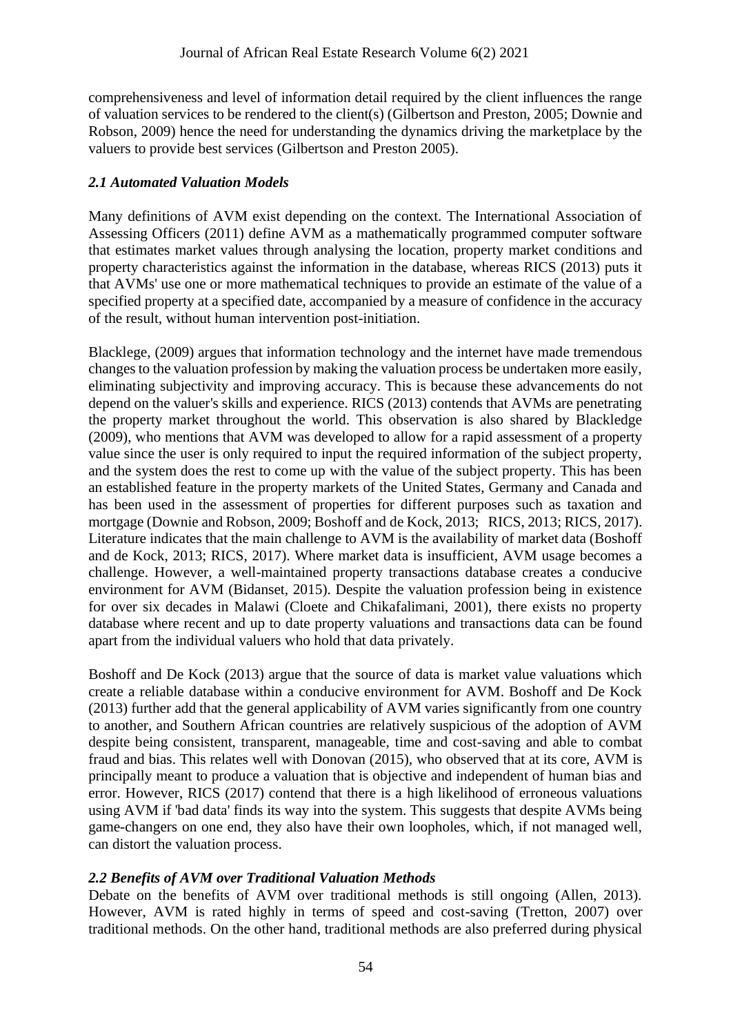comprehensiveness and level of information detail required by the client influences the range of valuation services to be rendered to the client(s) (Gilbertson and Preston, 2005; Downie and Robson, 2009) hence the need for understanding the dynamics driving the marketplace by the valuers to provide best services (Gilbertson and Preston 2005).

### *2.1 Automated Valuation Models*

Many definitions of AVM exist depending on the context. The International Association of Assessing Officers (2011) define AVM as a mathematically programmed computer software that estimates market values through analysing the location, property market conditions and property characteristics against the information in the database, whereas RICS (2013) puts it that AVMs' use one or more mathematical techniques to provide an estimate of the value of a specified property at a specified date, accompanied by a measure of confidence in the accuracy of the result, without human intervention post-initiation.

Blacklege, (2009) argues that information technology and the internet have made tremendous changes to the valuation profession by making the valuation process be undertaken more easily, eliminating subjectivity and improving accuracy. This is because these advancements do not depend on the valuer's skills and experience. RICS (2013) contends that AVMs are penetrating the property market throughout the world. This observation is also shared by Blackledge (2009), who mentions that AVM was developed to allow for a rapid assessment of a property value since the user is only required to input the required information of the subject property, and the system does the rest to come up with the value of the subject property. This has been an established feature in the property markets of the United States, Germany and Canada and has been used in the assessment of properties for different purposes such as taxation and mortgage (Downie and Robson, 2009; Boshoff and de Kock, 2013; RICS, 2013; RICS, 2017). Literature indicates that the main challenge to AVM is the availability of market data (Boshoff and de Kock, 2013; RICS, 2017). Where market data is insufficient, AVM usage becomes a challenge. However, a well-maintained property transactions database creates a conducive environment for AVM (Bidanset, 2015). Despite the valuation profession being in existence for over six decades in Malawi (Cloete and Chikafalimani, 2001), there exists no property database where recent and up to date property valuations and transactions data can be found apart from the individual valuers who hold that data privately.

Boshoff and De Kock (2013) argue that the source of data is market value valuations which create a reliable database within a conducive environment for AVM. Boshoff and De Kock (2013) further add that the general applicability of AVM varies significantly from one country to another, and Southern African countries are relatively suspicious of the adoption of AVM despite being consistent, transparent, manageable, time and cost-saving and able to combat fraud and bias. This relates well with Donovan (2015), who observed that at its core, AVM is principally meant to produce a valuation that is objective and independent of human bias and error. However, RICS (2017) contend that there is a high likelihood of erroneous valuations using AVM if 'bad data' finds its way into the system. This suggests that despite AVMs being game-changers on one end, they also have their own loopholes, which, if not managed well, can distort the valuation process.

### *2.2 Benefits of AVM over Traditional Valuation Methods*

Debate on the benefits of AVM over traditional methods is still ongoing (Allen, 2013). However, AVM is rated highly in terms of speed and cost-saving (Tretton, 2007) over traditional methods. On the other hand, traditional methods are also preferred during physical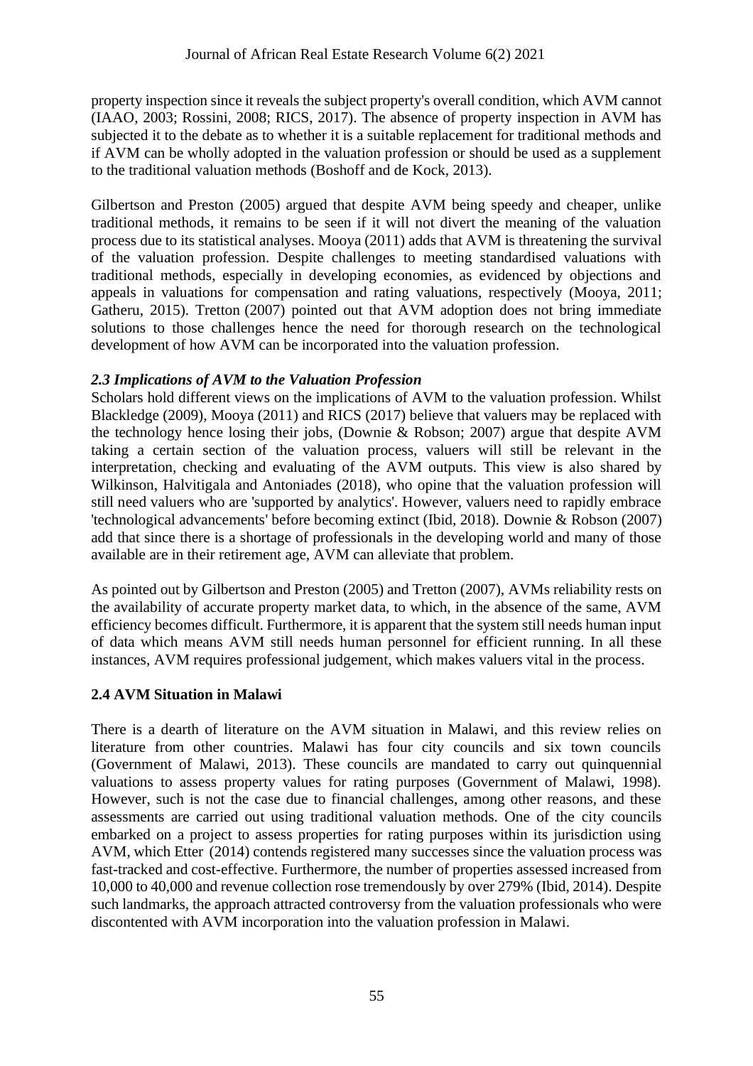property inspection since it reveals the subject property's overall condition, which AVM cannot (IAAO, 2003; Rossini, 2008; RICS, 2017). The absence of property inspection in AVM has subjected it to the debate as to whether it is a suitable replacement for traditional methods and if AVM can be wholly adopted in the valuation profession or should be used as a supplement to the traditional valuation methods (Boshoff and de Kock, 2013).

Gilbertson and Preston (2005) argued that despite AVM being speedy and cheaper, unlike traditional methods, it remains to be seen if it will not divert the meaning of the valuation process due to its statistical analyses. Mooya (2011) adds that AVM is threatening the survival of the valuation profession. Despite challenges to meeting standardised valuations with traditional methods, especially in developing economies, as evidenced by objections and appeals in valuations for compensation and rating valuations, respectively (Mooya, 2011; Gatheru, 2015). Tretton (2007) pointed out that AVM adoption does not bring immediate solutions to those challenges hence the need for thorough research on the technological development of how AVM can be incorporated into the valuation profession.

### *2.3 Implications of AVM to the Valuation Profession*

Scholars hold different views on the implications of AVM to the valuation profession. Whilst Blackledge (2009), Mooya (2011) and RICS (2017) believe that valuers may be replaced with the technology hence losing their jobs, (Downie & Robson; 2007) argue that despite AVM taking a certain section of the valuation process, valuers will still be relevant in the interpretation, checking and evaluating of the AVM outputs. This view is also shared by Wilkinson, Halvitigala and Antoniades (2018), who opine that the valuation profession will still need valuers who are 'supported by analytics'. However, valuers need to rapidly embrace 'technological advancements' before becoming extinct (Ibid, 2018). Downie & Robson (2007) add that since there is a shortage of professionals in the developing world and many of those available are in their retirement age, AVM can alleviate that problem.

As pointed out by Gilbertson and Preston (2005) and Tretton (2007), AVMs reliability rests on the availability of accurate property market data, to which, in the absence of the same, AVM efficiency becomes difficult. Furthermore, it is apparent that the system still needs human input of data which means AVM still needs human personnel for efficient running. In all these instances, AVM requires professional judgement, which makes valuers vital in the process.

### **2.4 AVM Situation in Malawi**

There is a dearth of literature on the AVM situation in Malawi, and this review relies on literature from other countries. Malawi has four city councils and six town councils (Government of Malawi, 2013). These councils are mandated to carry out quinquennial valuations to assess property values for rating purposes (Government of Malawi, 1998). However, such is not the case due to financial challenges, among other reasons, and these assessments are carried out using traditional valuation methods. One of the city councils embarked on a project to assess properties for rating purposes within its jurisdiction using AVM, which Etter (2014) contends registered many successes since the valuation process was fast-tracked and cost-effective. Furthermore, the number of properties assessed increased from 10,000 to 40,000 and revenue collection rose tremendously by over 279% (Ibid, 2014). Despite such landmarks, the approach attracted controversy from the valuation professionals who were discontented with AVM incorporation into the valuation profession in Malawi.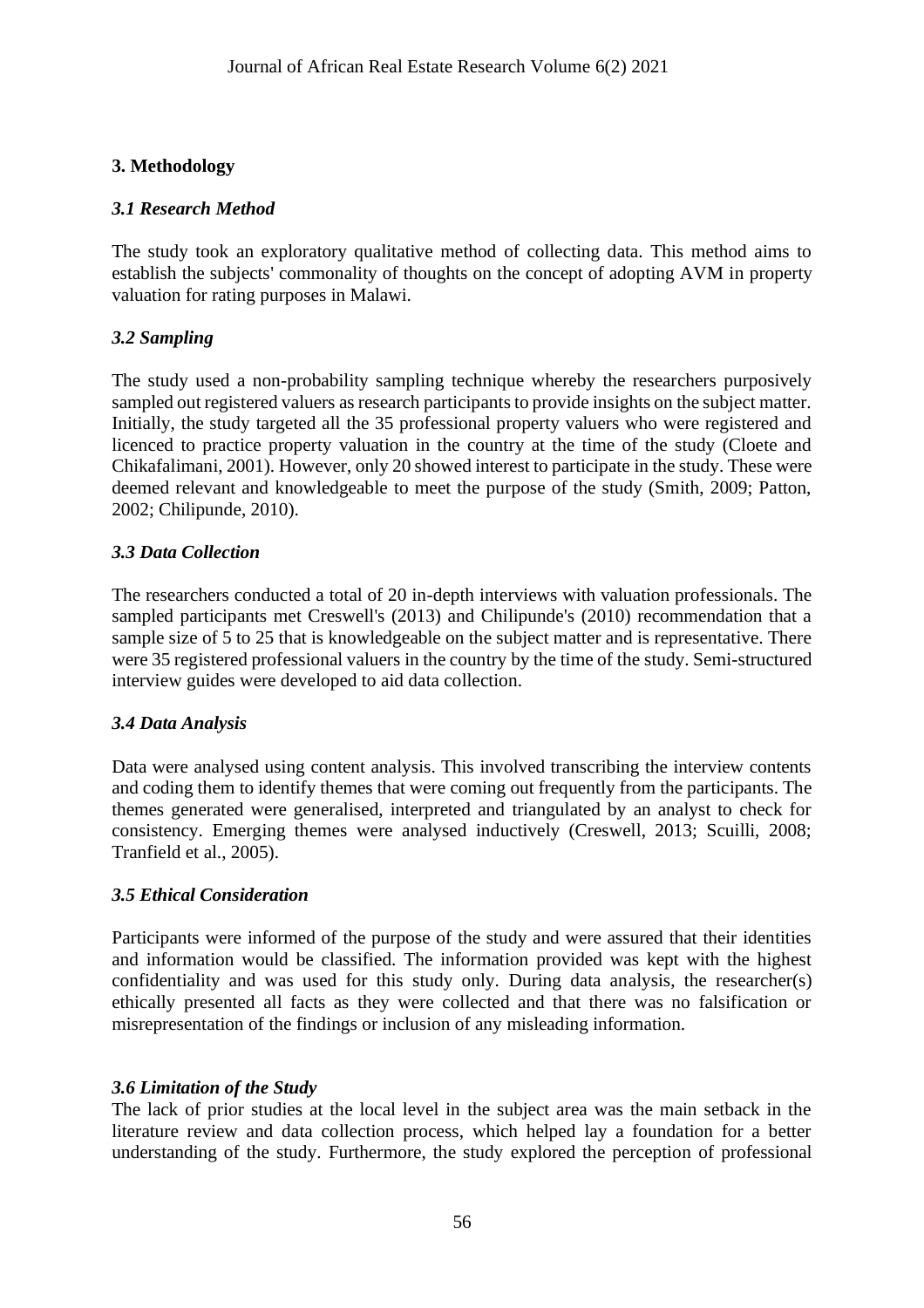## 3. Methodology

### *3.1 Research Method*

The study took an exploratory qualitative method of collecting data. This method aims to establish the subjects' commonality of thoughts on the concept of adopting AVM in property valuation for rating purposes in Malawi.

### *3.2 Sampling*

The study used a non-probability sampling technique whereby the researchers purposively sampled out registered valuers as research participants to provide insights on the subject matter. Initially, the study targeted all the 35 professional property valuers who were registered and licenced to practice property valuation in the country at the time of the study (Cloete and Chikafalimani, 2001). However, only 20 showed interest to participate in the study. These were deemed relevant and knowledgeable to meet the purpose of the study (Smith, 2009; Patton, 2002; Chilipunde, 2010).

### *3.3 Data Collection*

The researchers conducted a total of 20 in-depth interviews with valuation professionals. The sampled participants met Creswell's (2013) and Chilipunde's (2010) recommendation that a sample size of 5 to 25 that is knowledgeable on the subject matter and is representative. There were 35 registered professional valuers in the country by the time of the study. Semi-structured interview guides were developed to aid data collection.

### *3.4 Data Analysis*

Data were analysed using content analysis. This involved transcribing the interview contents and coding them to identify themes that were coming out frequently from the participants. The themes generated were generalised, interpreted and triangulated by an analyst to check for consistency. Emerging themes were analysed inductively (Creswell, 2013; Scuilli, 2008; Tranfield et al., 2005).

### *3.5 Ethical Consideration*

Participants were informed of the purpose of the study and were assured that their identities and information would be classified. The information provided was kept with the highest confidentiality and was used for this study only. During data analysis, the researcher(s) ethically presented all facts as they were collected and that there was no falsification or misrepresentation of the findings or inclusion of any misleading information.

### *3.6 Limitation of the Study*

The lack of prior studies at the local level in the subject area was the main setback in the literature review and data collection process, which helped lay a foundation for a better understanding of the study. Furthermore, the study explored the perception of professional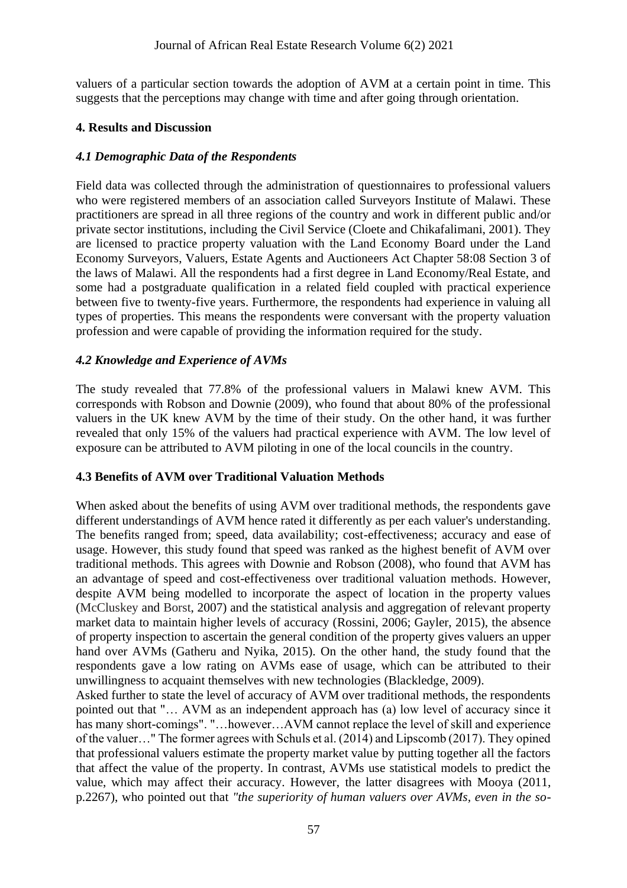valuers of a particular section towards the adoption of AVM at a certain point in time. This suggests that the perceptions may change with time and after going through orientation.

## 4. Results and Discussion

### *4.1 Demographic Data of the Respondents*

Field data was collected through the administration of questionnaires to professional valuers who were registered members of an association called Surveyors Institute of Malawi. These practitioners are spread in all three regions of the country and work in different public and/or private sector institutions, including the Civil Service (Cloete and Chikafalimani, 2001). They are licensed to practice property valuation with the Land Economy Board under the Land Economy Surveyors, Valuers, Estate Agents and Auctioneers Act Chapter 58:08 Section 3 of the laws of Malawi. All the respondents had a first degree in Land Economy/Real Estate, and some had a postgraduate qualification in a related field coupled with practical experience between five to twenty-five years. Furthermore, the respondents had experience in valuing all types of properties. This means the respondents were conversant with the property valuation profession and were capable of providing the information required for the study.

### *4.2 Knowledge and Experience of AVMs*

The study revealed that 77.8% of the professional valuers in Malawi knew AVM. This corresponds with Robson and Downie (2009), who found that about 80% of the professional valuers in the UK knew AVM by the time of their study. On the other hand, it was further revealed that only 15% of the valuers had practical experience with AVM. The low level of exposure can be attributed to AVM piloting in one of the local councils in the country.

### 4.3 Benefits of AVM over Traditional Valuation Methods

When asked about the benefits of using AVM over traditional methods, the respondents gave different understandings of AVM hence rated it differently as per each valuer's understanding. The benefits ranged from; speed, data availability; cost-effectiveness; accuracy and ease of usage. However, this study found that speed was ranked as the highest benefit of AVM over traditional methods. This agrees with Downie and Robson (2008), who found that AVM has an advantage of speed and cost-effectiveness over traditional valuation methods. However, despite AVM being modelled to incorporate the aspect of location in the property values (McCluskey and Borst, 2007) and the statistical analysis and aggregation of relevant property market data to maintain higher levels of accuracy (Rossini, 2006; Gayler, 2015), the absence of property inspection to ascertain the general condition of the property gives valuers an upper hand over AVMs (Gatheru and Nyika, 2015). On the other hand, the study found that the respondents gave a low rating on AVMs ease of usage, which can be attributed to their unwillingness to acquaint themselves with new technologies (Blackledge, 2009).

Asked further to state the level of accuracy of AVM over traditional methods, the respondents pointed out that "… AVM as an independent approach has (a) low level of accuracy since it has many short-comings". "…however…AVM cannot replace the level of skill and experience of the valuer…" The former agrees with Schuls et al. (2014) and Lipscomb (2017). They opined that professional valuers estimate the property market value by putting together all the factors that affect the value of the property. In contrast, AVMs use statistical models to predict the value, which may affect their accuracy. However, the latter disagrees with Mooya (2011, p.2267), who pointed out that *"the superiority of human valuers over AVMs, even in the so-*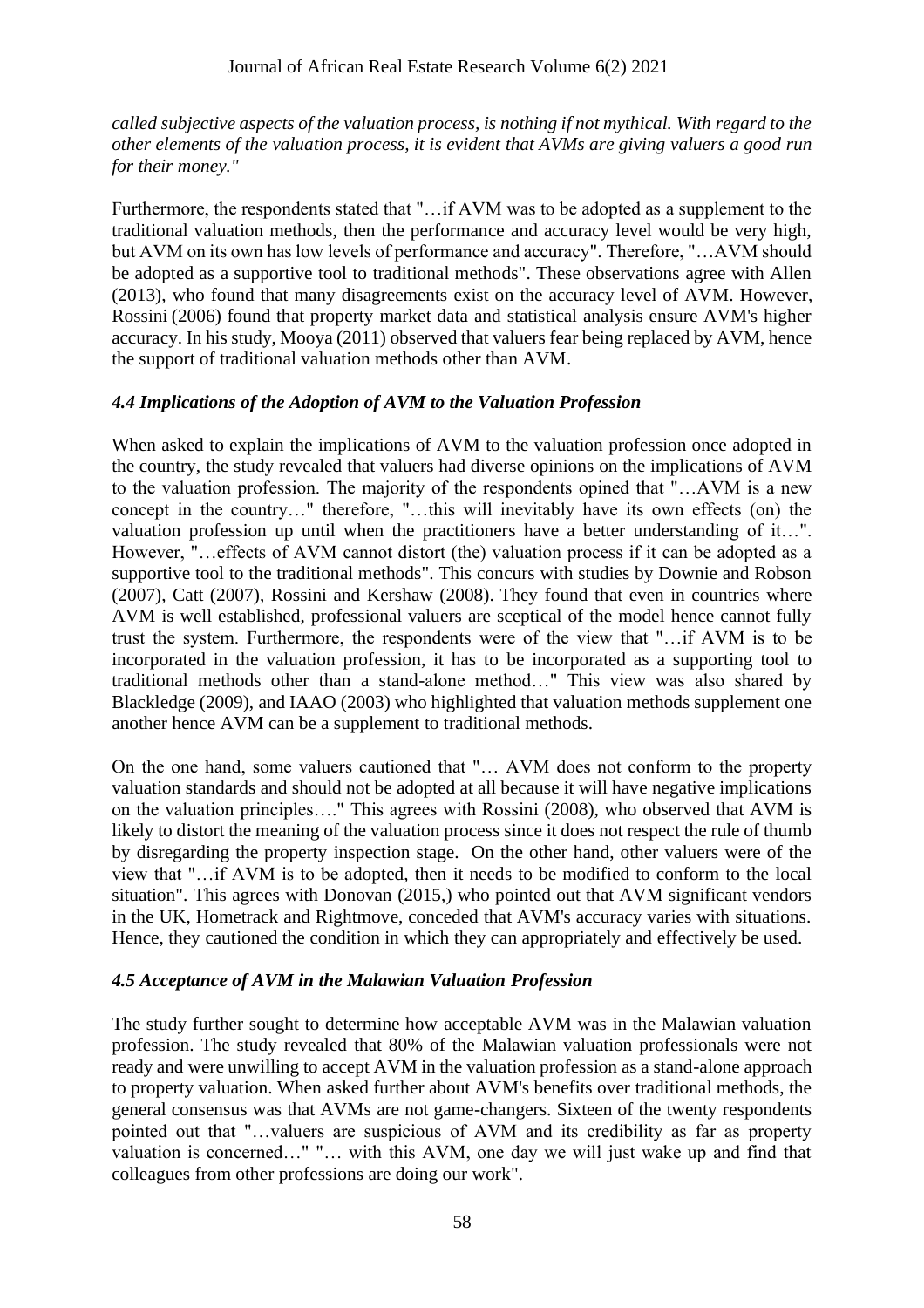*called subjective aspects of the valuation process, is nothing if not mythical. With regard to the other elements of the valuation process, it is evident that AVMs are giving valuers a good run for their money."*

Furthermore, the respondents stated that "…if AVM was to be adopted as a supplement to the traditional valuation methods, then the performance and accuracy level would be very high, but AVM on its own has low levels of performance and accuracy". Therefore, "…AVM should be adopted as a supportive tool to traditional methods". These observations agree with Allen (2013), who found that many disagreements exist on the accuracy level of AVM. However, Rossini (2006) found that property market data and statistical analysis ensure AVM's higher accuracy. In his study, Mooya (2011) observed that valuers fear being replaced by AVM, hence the support of traditional valuation methods other than AVM.

### *4.4 Implications of the Adoption of AVM to the Valuation Profession*

When asked to explain the implications of AVM to the valuation profession once adopted in the country, the study revealed that valuers had diverse opinions on the implications of AVM to the valuation profession. The majority of the respondents opined that "…AVM is a new concept in the country…" therefore, "…this will inevitably have its own effects (on) the valuation profession up until when the practitioners have a better understanding of it…". However, "…effects of AVM cannot distort (the) valuation process if it can be adopted as a supportive tool to the traditional methods". This concurs with studies by Downie and Robson (2007), Catt (2007), Rossini and Kershaw (2008). They found that even in countries where AVM is well established, professional valuers are sceptical of the model hence cannot fully trust the system. Furthermore, the respondents were of the view that "…if AVM is to be incorporated in the valuation profession, it has to be incorporated as a supporting tool to traditional methods other than a stand-alone method…" This view was also shared by Blackledge (2009), and IAAO (2003) who highlighted that valuation methods supplement one another hence AVM can be a supplement to traditional methods.

On the one hand, some valuers cautioned that "… AVM does not conform to the property valuation standards and should not be adopted at all because it will have negative implications on the valuation principles…." This agrees with Rossini (2008), who observed that AVM is likely to distort the meaning of the valuation process since it does not respect the rule of thumb by disregarding the property inspection stage. On the other hand, other valuers were of the view that "…if AVM is to be adopted, then it needs to be modified to conform to the local situation". This agrees with Donovan (2015,) who pointed out that AVM significant vendors in the UK, Hometrack and Rightmove, conceded that AVM's accuracy varies with situations. Hence, they cautioned the condition in which they can appropriately and effectively be used.

### *4.5 Acceptance of AVM in the Malawian Valuation Profession*

The study further sought to determine how acceptable AVM was in the Malawian valuation profession. The study revealed that 80% of the Malawian valuation professionals were not ready and were unwilling to accept AVM in the valuation profession as a stand-alone approach to property valuation. When asked further about AVM's benefits over traditional methods, the general consensus was that AVMs are not game-changers. Sixteen of the twenty respondents pointed out that "…valuers are suspicious of AVM and its credibility as far as property valuation is concerned…" "… with this AVM, one day we will just wake up and find that colleagues from other professions are doing our work".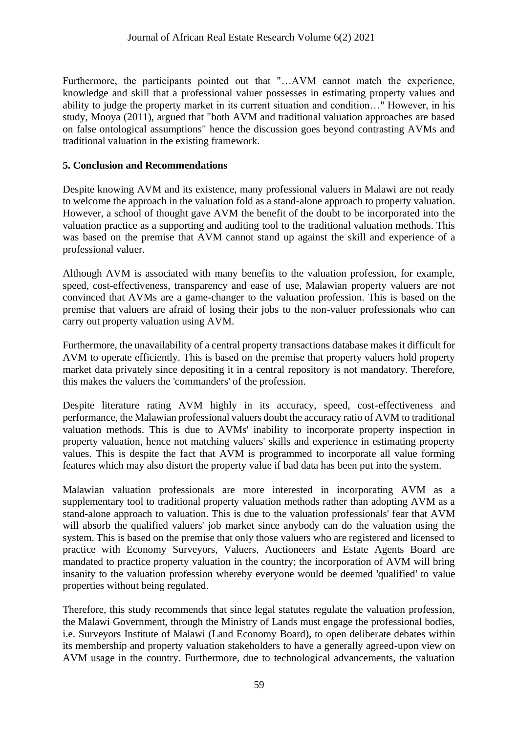Furthermore, the participants pointed out that "…AVM cannot match the experience, knowledge and skill that a professional valuer possesses in estimating property values and ability to judge the property market in its current situation and condition…" However, in his study, Mooya (2011), argued that "both AVM and traditional valuation approaches are based on false ontological assumptions" hence the discussion goes beyond contrasting AVMs and traditional valuation in the existing framework.

## 5. Conclusion and Recommendations

Despite knowing AVM and its existence, many professional valuers in Malawi are not ready to welcome the approach in the valuation fold as a stand-alone approach to property valuation. However, a school of thought gave AVM the benefit of the doubt to be incorporated into the valuation practice as a supporting and auditing tool to the traditional valuation methods. This was based on the premise that AVM cannot stand up against the skill and experience of a professional valuer.

Although AVM is associated with many benefits to the valuation profession, for example, speed, cost-effectiveness, transparency and ease of use, Malawian property valuers are not convinced that AVMs are a game-changer to the valuation profession. This is based on the premise that valuers are afraid of losing their jobs to the non-valuer professionals who can carry out property valuation using AVM.

Furthermore, the unavailability of a central property transactions database makes it difficult for AVM to operate efficiently. This is based on the premise that property valuers hold property market data privately since depositing it in a central repository is not mandatory. Therefore, this makes the valuers the 'commanders' of the profession.

Despite literature rating AVM highly in its accuracy, speed, cost-effectiveness and performance, the Malawian professional valuers doubt the accuracy ratio of AVM to traditional valuation methods. This is due to AVMs' inability to incorporate property inspection in property valuation, hence not matching valuers' skills and experience in estimating property values. This is despite the fact that AVM is programmed to incorporate all value forming features which may also distort the property value if bad data has been put into the system.

Malawian valuation professionals are more interested in incorporating AVM as a supplementary tool to traditional property valuation methods rather than adopting AVM as a stand-alone approach to valuation. This is due to the valuation professionals' fear that AVM will absorb the qualified valuers' job market since anybody can do the valuation using the system. This is based on the premise that only those valuers who are registered and licensed to practice with Economy Surveyors, Valuers, Auctioneers and Estate Agents Board are mandated to practice property valuation in the country; the incorporation of AVM will bring insanity to the valuation profession whereby everyone would be deemed 'qualified' to value properties without being regulated.

Therefore, this study recommends that since legal statutes regulate the valuation profession, the Malawi Government, through the Ministry of Lands must engage the professional bodies, i.e. Surveyors Institute of Malawi (Land Economy Board), to open deliberate debates within its membership and property valuation stakeholders to have a generally agreed-upon view on AVM usage in the country. Furthermore, due to technological advancements, the valuation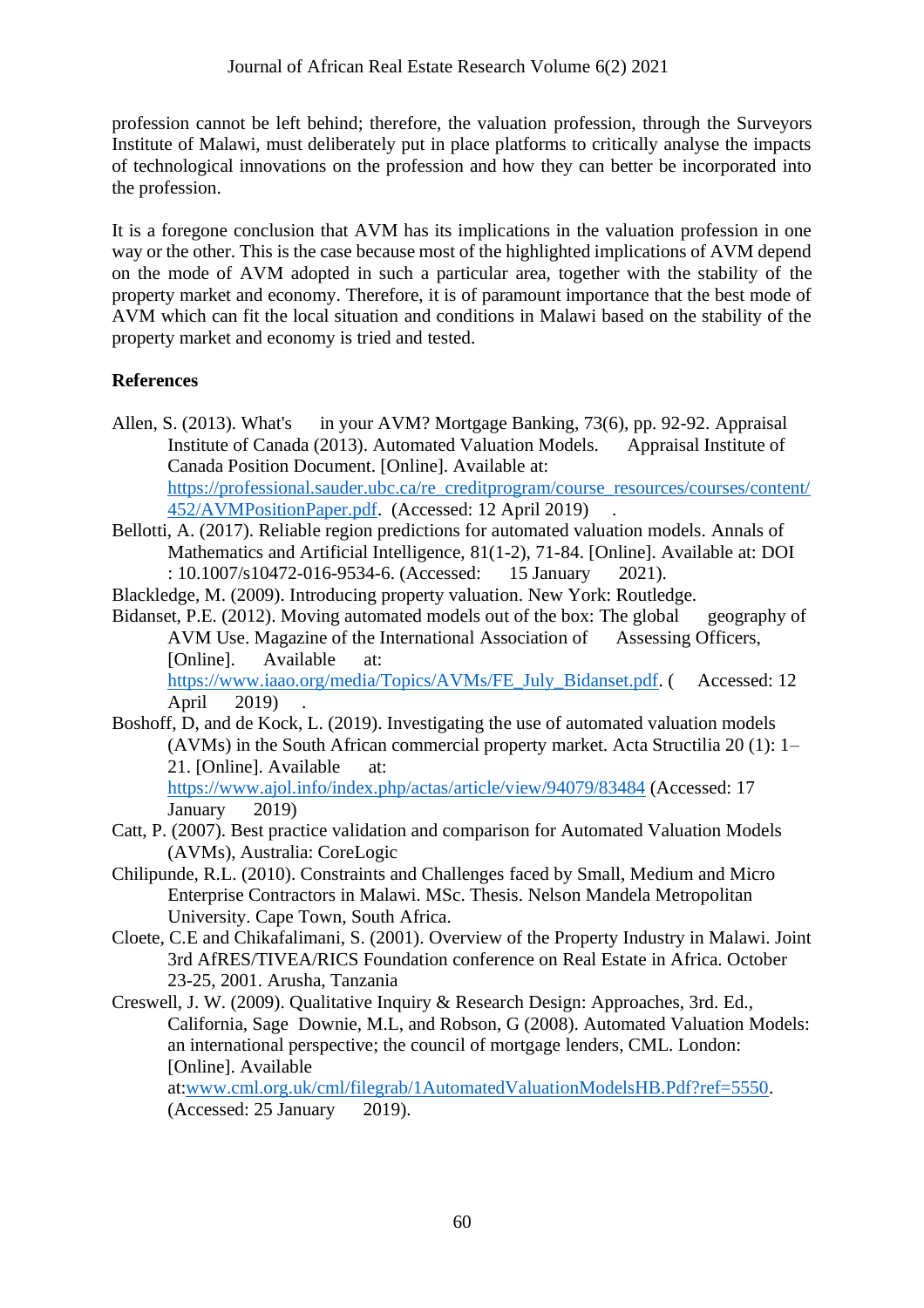profession cannot be left behind; therefore, the valuation profession, through the Surveyors Institute of Malawi, must deliberately put in place platforms to critically analyse the impacts of technological innovations on the profession and how they can better be incorporated into the profession.

It is a foregone conclusion that AVM has its implications in the valuation profession in one way or the other. This is the case because most of the highlighted implications of AVM depend on the mode of AVM adopted in such a particular area, together with the stability of the property market and economy. Therefore, it is of paramount importance that the best mode of AVM which can fit the local situation and conditions in Malawi based on the stability of the property market and economy is tried and tested.

## References

Allen, S. (2013). What's in your AVM? Mortgage Banking, 73(6), pp. 92-92. Appraisal Institute of Canada (2013). Automated Valuation Models. Appraisal Institute of Canada Position Document. [Online]. Available at: https://professional.sauder.ubc.ca/re_creditprogram/course_resources/courses/content/452/AVMPositionPaper.pdf. (Accessed: 12 April 2019) .

Bellotti, A. (2017). Reliable region predictions for automated valuation models. Annals of Mathematics and Artificial Intelligence, 81(1-2), 71-84. [Online]. Available at: DOI : 10.1007/s10472-016-9534-6. (Accessed: 15 January 2021).

Blackledge, M. (2009). Introducing property valuation. New York: Routledge.

Bidanset, P.E. (2012). Moving automated models out of the box: The global geography of AVM Use. Magazine of the International Association of Assessing Officers, [Online]. Available at: https://www.iaao.org/media/Topics/AVMs/FE_July_Bidanset.pdf. ( Accessed: 12 April 2019) .

Boshoff, D, and de Kock, L. (2019). Investigating the use of automated valuation models (AVMs) in the South African commercial property market. Acta Structilia 20 (1): 1–21. [Online]. Available at: https://www.ajol.info/index.php/actas/article/view/94079/83484 (Accessed: 17 January 2019)

Catt, P. (2007). Best practice validation and comparison for Automated Valuation Models (AVMs), Australia: CoreLogic

Chilipunde, R.L. (2010). Constraints and Challenges faced by Small, Medium and Micro Enterprise Contractors in Malawi. MSc. Thesis. Nelson Mandela Metropolitan University. Cape Town, South Africa.

Cloete, C.E and Chikafalimani, S. (2001). Overview of the Property Industry in Malawi. Joint 3rd AfRES/TIVEA/RICS Foundation conference on Real Estate in Africa. October 23-25, 2001. Arusha, Tanzania

Creswell, J. W. (2009). Qualitative Inquiry & Research Design: Approaches, 3rd. Ed., California, Sage Downie, M.L, and Robson, G (2008). Automated Valuation Models: an international perspective; the council of mortgage lenders, CML. London: [Online]. Available at:www.cml.org.uk/cml/filegrab/1AutomatedValuationModelsHB.Pdf?ref=5550. (Accessed: 25 January 2019).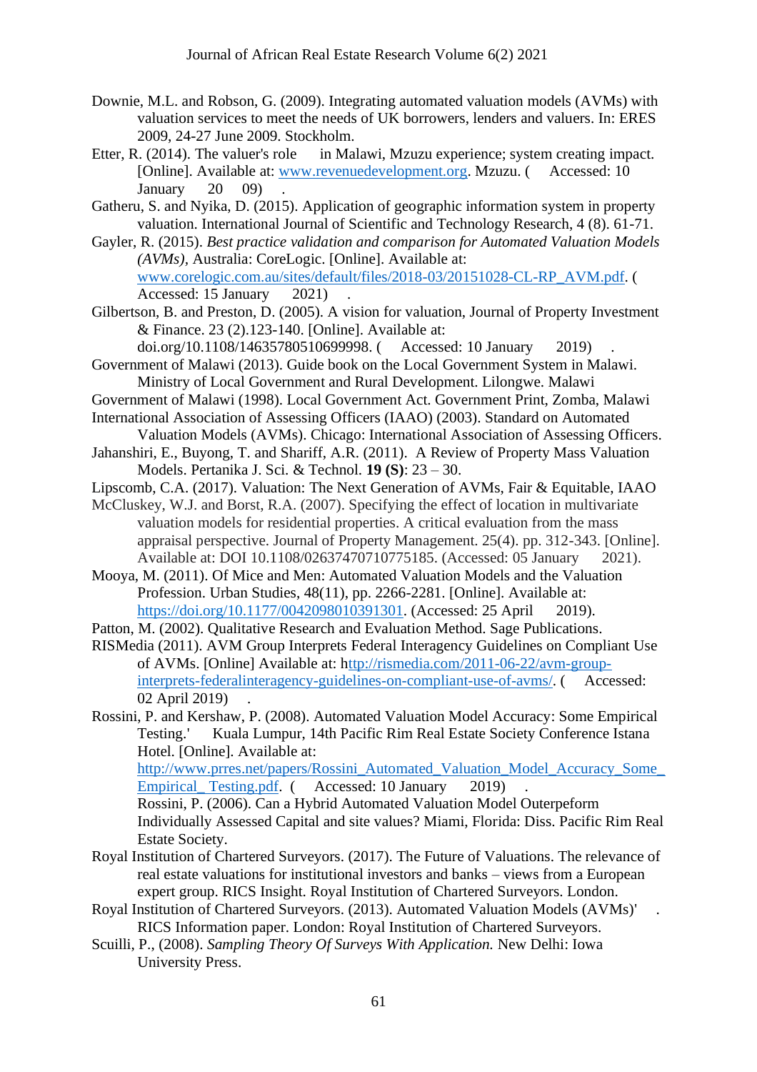Downie, M.L. and Robson, G. (2009). Integrating automated valuation models (AVMs) with valuation services to meet the needs of UK borrowers, lenders and valuers. In: ERES 2009, 24-27 June 2009. Stockholm.

Etter, R. (2014). The valuer's role in Malawi, Mzuzu experience; system creating impact. [Online]. Available at: www.revenuedevelopment.org. Mzuzu. ( Accessed: 10 January 20 09) .

Gatheru, S. and Nyika, D. (2015). Application of geographic information system in property valuation. International Journal of Scientific and Technology Research, 4 (8). 61-71.

Gayler, R. (2015). *Best practice validation and comparison for Automated Valuation Models (AVMs)*, Australia: CoreLogic. [Online]. Available at: www.corelogic.com.au/sites/default/files/2018-03/20151028-CL-RP_AVM.pdf. ( Accessed: 15 January 2021) .

Gilbertson, B. and Preston, D. (2005). A vision for valuation, Journal of Property Investment & Finance. 23 (2).123-140. [Online]. Available at: doi.org/10.1108/14635780510699998. ( Accessed: 10 January 2019) .

Government of Malawi (2013). Guide book on the Local Government System in Malawi. Ministry of Local Government and Rural Development. Lilongwe. Malawi

Government of Malawi (1998). Local Government Act. Government Print, Zomba, Malawi

International Association of Assessing Officers (IAAO) (2003). Standard on Automated Valuation Models (AVMs). Chicago: International Association of Assessing Officers.

Jahanshiri, E., Buyong, T. and Shariff, A.R. (2011). A Review of Property Mass Valuation Models. Pertanika J. Sci. & Technol. **19 (S)**: 23 – 30.

Lipscomb, C.A. (2017). Valuation: The Next Generation of AVMs, Fair & Equitable, IAAO

McCluskey, W.J. and Borst, R.A. (2007). Specifying the effect of location in multivariate valuation models for residential properties. A critical evaluation from the mass appraisal perspective. Journal of Property Management. 25(4). pp. 312-343. [Online]. Available at: DOI 10.1108/02637470710775185. (Accessed: 05 January 2021).

Mooya, M. (2011). Of Mice and Men: Automated Valuation Models and the Valuation Profession. Urban Studies, 48(11), pp. 2266-2281. [Online]. Available at: https://doi.org/10.1177/0042098010391301. (Accessed: 25 April 2019).

Patton, M. (2002). Qualitative Research and Evaluation Method. Sage Publications.

RISMedia (2011). AVM Group Interprets Federal Interagency Guidelines on Compliant Use of AVMs. [Online] Available at: http://rismedia.com/2011-06-22/avm-group-interprets-federalinteragency-guidelines-on-compliant-use-of-avms/. ( Accessed: 02 April 2019) .

Rossini, P. and Kershaw, P. (2008). Automated Valuation Model Accuracy: Some Empirical Testing.' Kuala Lumpur, 14th Pacific Rim Real Estate Society Conference Istana Hotel. [Online]. Available at: http://www.prres.net/papers/Rossini_Automated_Valuation_Model_Accuracy_Some_Empirical_ Testing.pdf. ( Accessed: 10 January 2019) .
Rossini, P. (2006). Can a Hybrid Automated Valuation Model Outerpeform Individually Assessed Capital and site values? Miami, Florida: Diss. Pacific Rim Real Estate Society.

Royal Institution of Chartered Surveyors. (2017). The Future of Valuations. The relevance of real estate valuations for institutional investors and banks – views from a European expert group. RICS Insight. Royal Institution of Chartered Surveyors. London.

Royal Institution of Chartered Surveyors. (2013). Automated Valuation Models (AVMs)' . RICS Information paper. London: Royal Institution of Chartered Surveyors.

Scuilli, P., (2008). *Sampling Theory Of Surveys With Application.* New Delhi: Iowa University Press.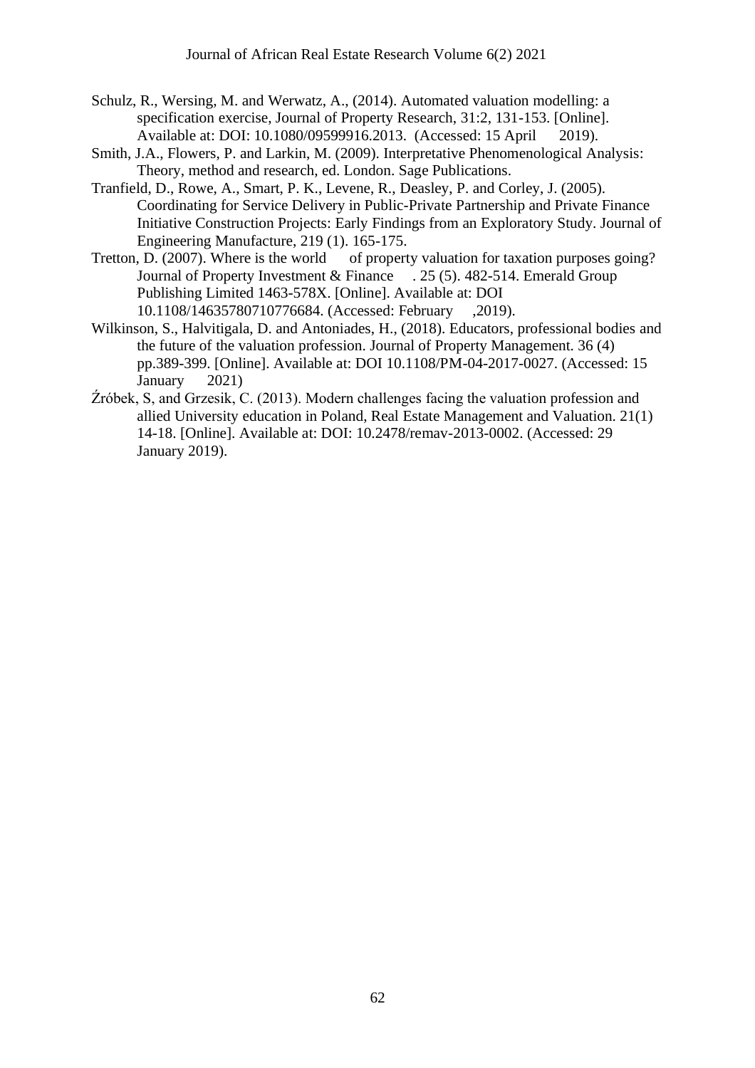Schulz, R., Wersing, M. and Werwatz, A., (2014). Automated valuation modelling: a specification exercise, Journal of Property Research, 31:2, 131-153. [Online]. Available at: DOI: 10.1080/09599916.2013. (Accessed: 15 April 2019).

Smith, J.A., Flowers, P. and Larkin, M. (2009). Interpretative Phenomenological Analysis: Theory, method and research, ed. London. Sage Publications.

Tranfield, D., Rowe, A., Smart, P. K., Levene, R., Deasley, P. and Corley, J. (2005). Coordinating for Service Delivery in Public-Private Partnership and Private Finance Initiative Construction Projects: Early Findings from an Exploratory Study. Journal of Engineering Manufacture, 219 (1). 165-175.

Tretton, D. (2007). Where is the world of property valuation for taxation purposes going? Journal of Property Investment & Finance . 25 (5). 482-514. Emerald Group Publishing Limited 1463-578X. [Online]. Available at: DOI 10.1108/14635780710776684. (Accessed: February ,2019).

Wilkinson, S., Halvitigala, D. and Antoniades, H., (2018). Educators, professional bodies and the future of the valuation profession. Journal of Property Management. 36 (4) pp.389-399. [Online]. Available at: DOI 10.1108/PM-04-2017-0027. (Accessed: 15 January 2021)

Źróbek, S, and Grzesik, C. (2013). Modern challenges facing the valuation profession and allied University education in Poland, Real Estate Management and Valuation. 21(1) 14-18. [Online]. Available at: DOI: 10.2478/remav-2013-0002. (Accessed: 29 January 2019).